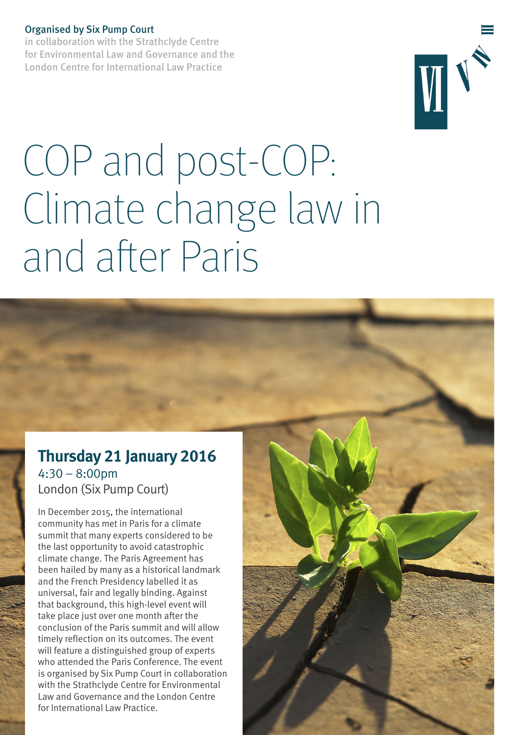**Organised by Six Pump Court**
in collaboration with the Strathclyde Centre for Environmental Law and Governance and the London Centre for International Law Practice

# COP and post-COP: Climate change law in and after Paris

## Thursday 21 January 2016

4:30 – 8:00pm
London (Six Pump Court)

In December 2015, the international community has met in Paris for a climate summit that many experts considered to be the last opportunity to avoid catastrophic climate change. The Paris Agreement has been hailed by many as a historical landmark and the French Presidency labelled it as universal, fair and legally binding. Against that background, this high-level event will take place just over one month after the conclusion of the Paris summit and will allow timely reflection on its outcomes. The event will feature a distinguished group of experts who attended the Paris Conference. The event is organised by Six Pump Court in collaboration with the Strathclyde Centre for Environmental Law and Governance and the London Centre for International Law Practice.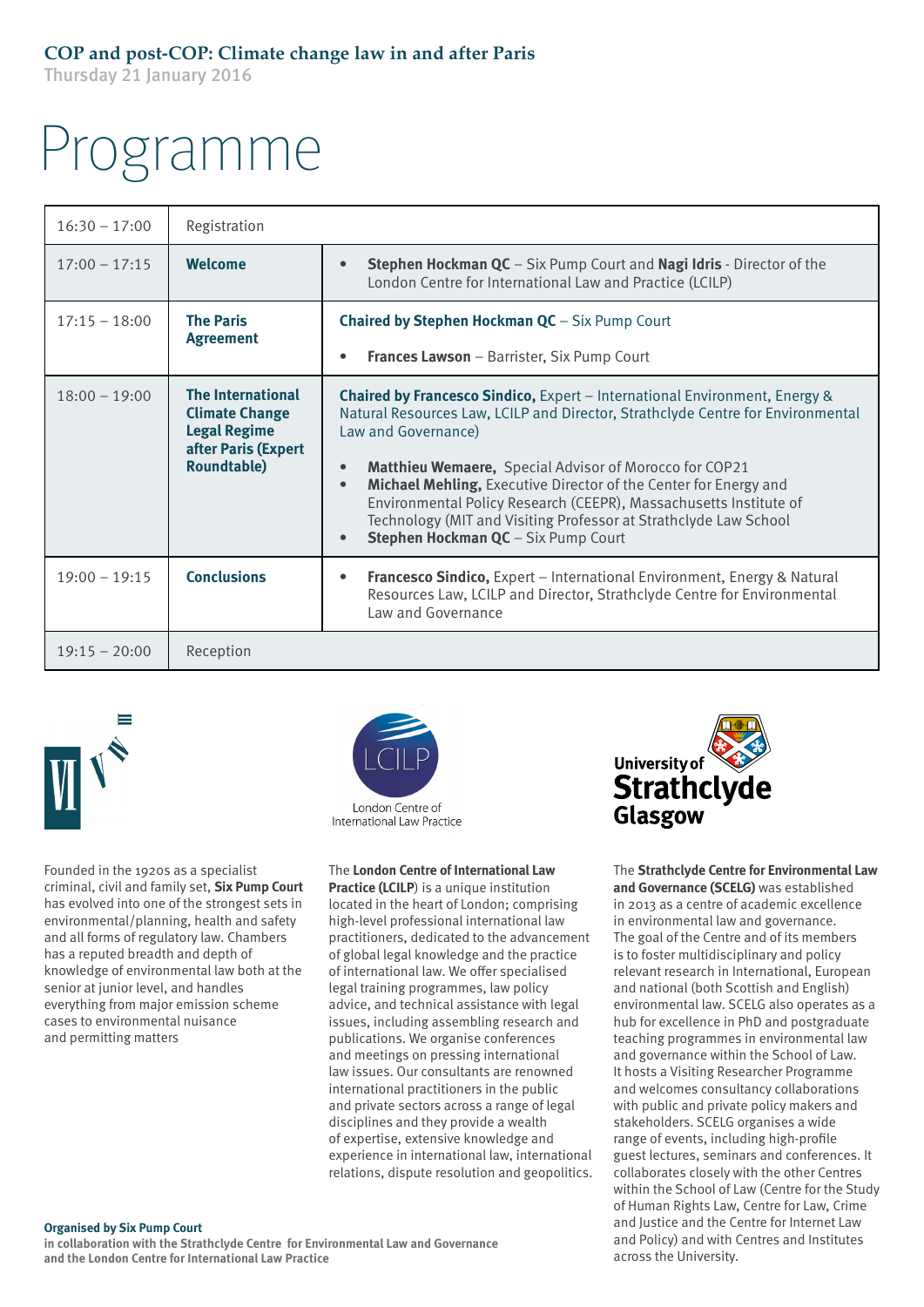**COP and post-COP: Climate change law in and after Paris**
Thursday 21 January 2016

# Programme

| | | |
|---|---|---|
| 16:30 – 17:00 | Registration | |
| 17:00 – 17:15 | **Welcome** | • **Stephen Hockman QC** – Six Pump Court and **Nagi Idris** - Director of the London Centre for International Law and Practice (LCILP) |
| 17:15 – 18:00 | **The Paris Agreement** | **Chaired by Stephen Hockman QC** – Six Pump Court<br>• **Frances Lawson** – Barrister, Six Pump Court |
| 18:00 – 19:00 | **The International Climate Change Legal Regime after Paris (Expert Roundtable)** | **Chaired by Francesco Sindico,** Expert – International Environment, Energy & Natural Resources Law, LCILP and Director, Strathclyde Centre for Environmental Law and Governance)<br>• **Matthieu Wemaere,** Special Advisor of Morocco for COP21<br>• **Michael Mehling,** Executive Director of the Center for Energy and Environmental Policy Research (CEEPR), Massachusetts Institute of Technology (MIT and Visiting Professor at Strathclyde Law School<br>• **Stephen Hockman QC** – Six Pump Court |
| 19:00 – 19:15 | **Conclusions** | • **Francesco Sindico,** Expert – International Environment, Energy & Natural Resources Law, LCILP and Director, Strathclyde Centre for Environmental Law and Governance |
| 19:15 – 20:00 | Reception | |

Founded in the 1920s as a specialist criminal, civil and family set, **Six Pump Court** has evolved into one of the strongest sets in environmental/planning, health and safety and all forms of regulatory law. Chambers has a reputed breadth and depth of knowledge of environmental law both at the senior at junior level, and handles everything from major emission scheme cases to environmental nuisance and permitting matters

London Centre of International Law Practice

The **London Centre of International Law Practice (LCILP)** is a unique institution located in the heart of London; comprising high-level professional international law practitioners, dedicated to the advancement of global legal knowledge and the practice of international law. We offer specialised legal training programmes, law policy advice, and technical assistance with legal issues, including assembling research and publications. We organise conferences and meetings on pressing international law issues. Our consultants are renowned international practitioners in the public and private sectors across a range of legal disciplines and they provide a wealth of expertise, extensive knowledge and experience in international law, international relations, dispute resolution and geopolitics.

University of Strathclyde Glasgow

The **Strathclyde Centre for Environmental Law and Governance (SCELG)** was established in 2013 as a centre of academic excellence in environmental law and governance. The goal of the Centre and of its members is to foster multidisciplinary and policy relevant research in International, European and national (both Scottish and English) environmental law. SCELG also operates as a hub for excellence in PhD and postgraduate teaching programmes in environmental law and governance within the School of Law. It hosts a Visiting Researcher Programme and welcomes consultancy collaborations with public and private policy makers and stakeholders. SCELG organises a wide range of events, including high-profile guest lectures, seminars and conferences. It collaborates closely with the other Centres within the School of Law (Centre for the Study of Human Rights Law, Centre for Law, Crime and Justice and the Centre for Internet Law and Policy) and with Centres and Institutes across the University.

**Organised by Six Pump Court**
**in collaboration with the Strathclyde Centre for Environmental Law and Governance and the London Centre for International Law Practice**